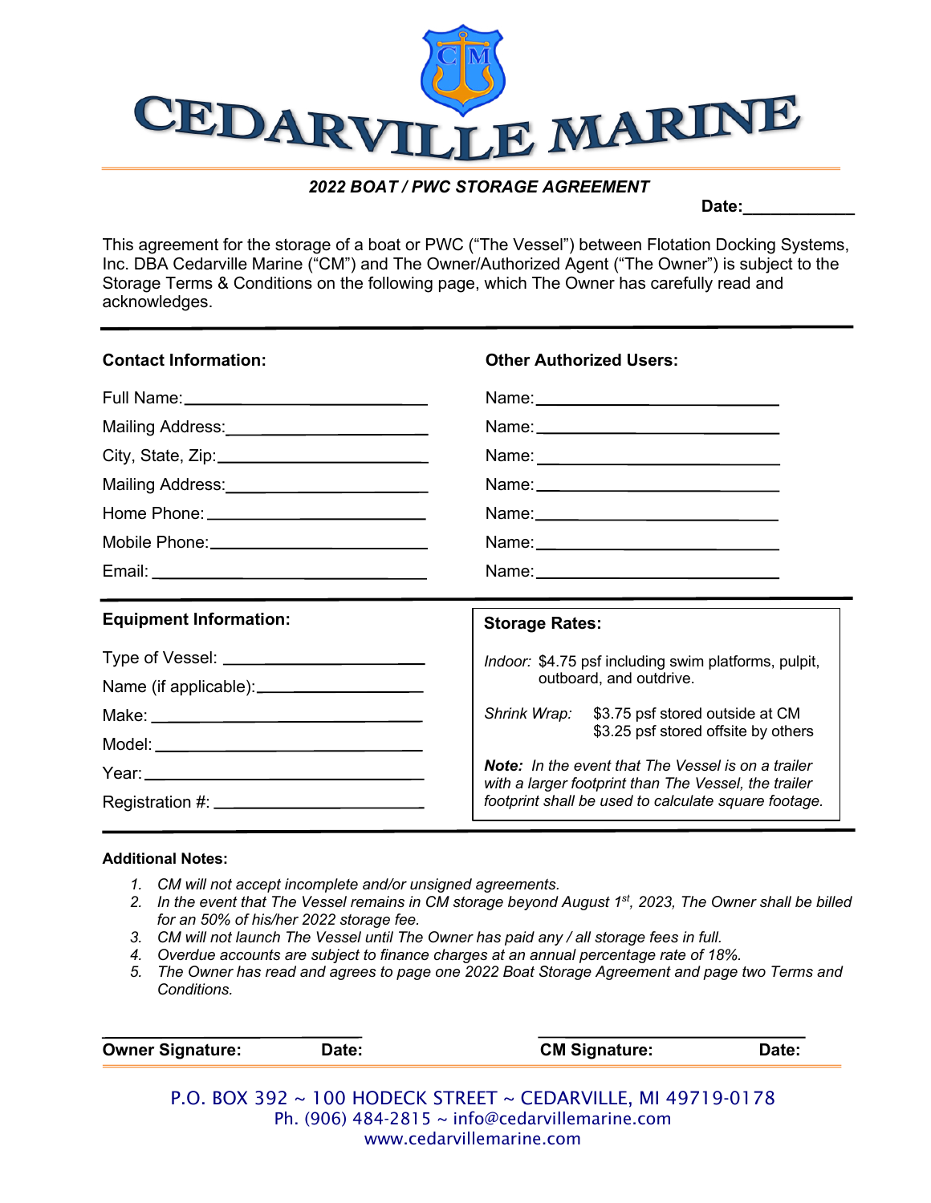# CEDARVILLE MARINE

## *2022 BOAT / PWC STORAGE AGREEMENT*

**Date:**\_\_\_\_\_\_\_\_\_\_\_\_

This agreement for the storage of a boat or PWC ("The Vessel") between Flotation Docking Systems, Inc. DBA Cedarville Marine ("CM") and The Owner/Authorized Agent ("The Owner") is subject to the Storage Terms & Conditions on the following page, which The Owner has carefully read and acknowledges.

---

**Contact Information:**

Full Name:\_\_\_\_\_\_\_\_\_\_\_\_\_\_\_\_\_\_\_\_\_\_\_\_\_\_

Mailing Address:\_\_\_\_\_\_\_\_\_\_\_\_\_\_\_\_\_\_\_\_\_\_

City, State, Zip:\_\_\_\_\_\_\_\_\_\_\_\_\_\_\_\_\_\_\_\_\_\_

Mailing Address:\_\_\_\_\_\_\_\_\_\_\_\_\_\_\_\_\_\_\_\_\_\_

Home Phone:\_\_\_\_\_\_\_\_\_\_\_\_\_\_\_\_\_\_\_\_\_\_\_\_\_

Mobile Phone:\_\_\_\_\_\_\_\_\_\_\_\_\_\_\_\_\_\_\_\_\_\_\_\_

Email:\_\_\_\_\_\_\_\_\_\_\_\_\_\_\_\_\_\_\_\_\_\_\_\_\_\_\_\_\_\_

**Other Authorized Users:**

Name:\_\_\_\_\_\_\_\_\_\_\_\_\_\_\_\_\_\_\_\_\_\_\_\_\_\_\_

Name:\_\_\_\_\_\_\_\_\_\_\_\_\_\_\_\_\_\_\_\_\_\_\_\_\_\_\_

Name:\_\_\_\_\_\_\_\_\_\_\_\_\_\_\_\_\_\_\_\_\_\_\_\_\_\_\_

Name:\_\_\_\_\_\_\_\_\_\_\_\_\_\_\_\_\_\_\_\_\_\_\_\_\_\_\_

Name:\_\_\_\_\_\_\_\_\_\_\_\_\_\_\_\_\_\_\_\_\_\_\_\_\_\_\_

Name:\_\_\_\_\_\_\_\_\_\_\_\_\_\_\_\_\_\_\_\_\_\_\_\_\_\_\_

Name:\_\_\_\_\_\_\_\_\_\_\_\_\_\_\_\_\_\_\_\_\_\_\_\_\_\_\_

---

**Equipment Information:**

Type of Vessel:\_\_\_\_\_\_\_\_\_\_\_\_\_\_\_\_\_\_\_\_\_\_

Name (if applicable):\_\_\_\_\_\_\_\_\_\_\_\_\_\_\_\_\_

Make:\_\_\_\_\_\_\_\_\_\_\_\_\_\_\_\_\_\_\_\_\_\_\_\_\_\_\_\_\_\_

Model:\_\_\_\_\_\_\_\_\_\_\_\_\_\_\_\_\_\_\_\_\_\_\_\_\_\_\_\_\_

Year:\_\_\_\_\_\_\_\_\_\_\_\_\_\_\_\_\_\_\_\_\_\_\_\_\_\_\_\_\_\_

Registration #:\_\_\_\_\_\_\_\_\_\_\_\_\_\_\_\_\_\_\_\_\_\_

**Storage Rates:**

*Indoor:* $4.75 psf including swim platforms, pulpit, outboard, and outdrive.

*Shrink Wrap:* $3.75 psf stored outside at CM
$3.25 psf stored offsite by others

***Note:*** *In the event that The Vessel is on a trailer with a larger footprint than The Vessel, the trailer footprint shall be used to calculate square footage.*

---

**Additional Notes:**

1. *CM will not accept incomplete and/or unsigned agreements.*
2. *In the event that The Vessel remains in CM storage beyond August 1st, 2023, The Owner shall be billed for an 50% of his/her 2022 storage fee.*
3. *CM will not launch The Vessel until The Owner has paid any / all storage fees in full.*
4. *Overdue accounts are subject to finance charges at an annual percentage rate of 18%.*
5. *The Owner has read and agrees to page one 2022 Boat Storage Agreement and page two Terms and Conditions.*

\_\_\_\_\_\_\_\_\_\_\_\_\_\_\_\_\_\_\_\_\_\_\_\_\_\_\_\_\_\_ \_\_\_\_\_\_\_\_\_\_\_\_\_\_\_\_\_\_\_\_\_\_\_\_\_\_\_\_\_\_

**Owner Signature: Date:** **CM Signature: Date:**

P.O. BOX 392 ~ 100 HODECK STREET ~ CEDARVILLE, MI 49719-0178
Ph. (906) 484-2815 ~ info@cedarvillemarine.com
www.cedarvillemarine.com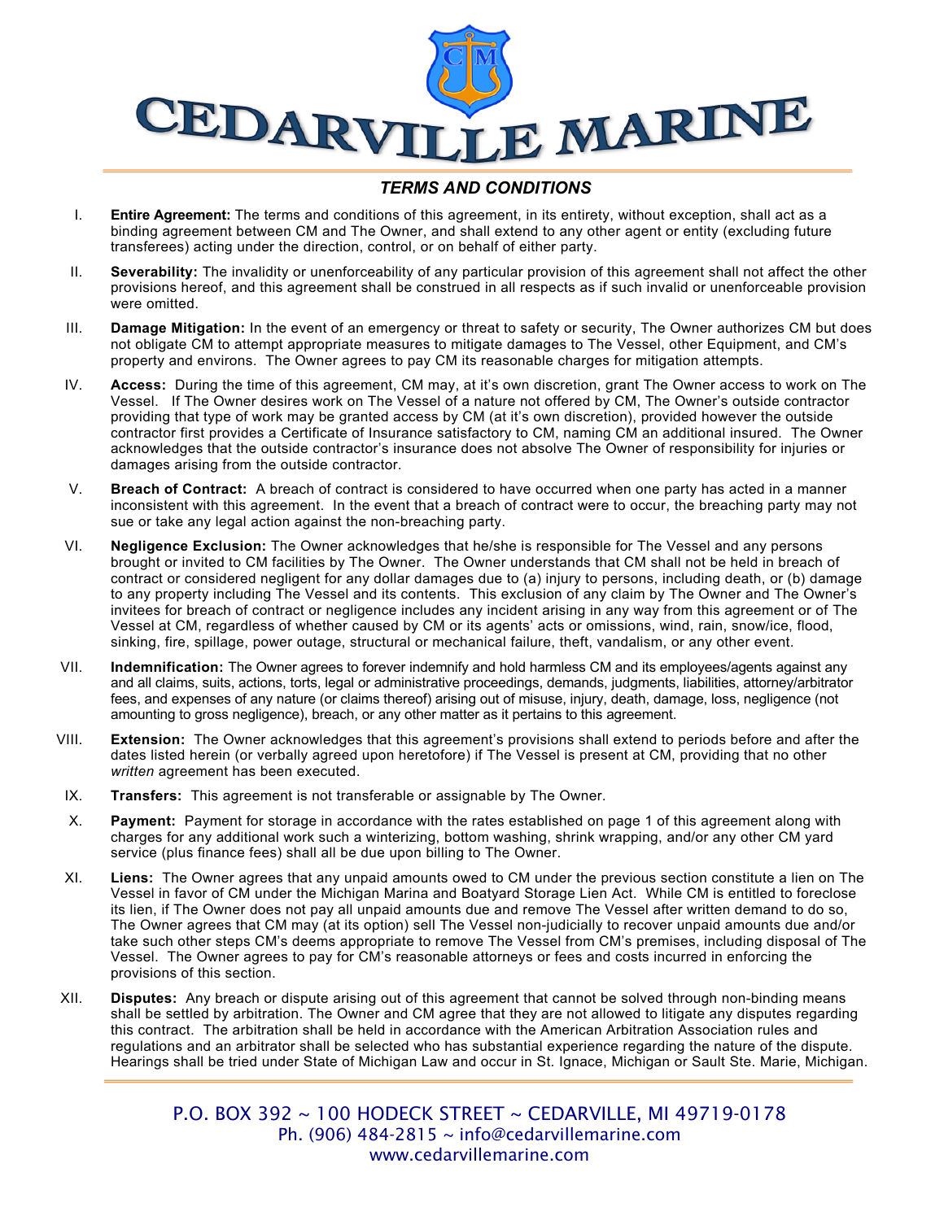# CEDARVILLE MARINE

## *TERMS AND CONDITIONS*

I. **Entire Agreement:** The terms and conditions of this agreement, in its entirety, without exception, shall act as a binding agreement between CM and The Owner, and shall extend to any other agent or entity (excluding future transferees) acting under the direction, control, or on behalf of either party.

II. **Severability:** The invalidity or unenforceability of any particular provision of this agreement shall not affect the other provisions hereof, and this agreement shall be construed in all respects as if such invalid or unenforceable provision were omitted.

III. **Damage Mitigation:** In the event of an emergency or threat to safety or security, The Owner authorizes CM but does not obligate CM to attempt appropriate measures to mitigate damages to The Vessel, other Equipment, and CM's property and environs. The Owner agrees to pay CM its reasonable charges for mitigation attempts.

IV. **Access:** During the time of this agreement, CM may, at it's own discretion, grant The Owner access to work on The Vessel. If The Owner desires work on The Vessel of a nature not offered by CM, The Owner's outside contractor providing that type of work may be granted access by CM (at it's own discretion), provided however the outside contractor first provides a Certificate of Insurance satisfactory to CM, naming CM an additional insured. The Owner acknowledges that the outside contractor's insurance does not absolve The Owner of responsibility for injuries or damages arising from the outside contractor.

V. **Breach of Contract:** A breach of contract is considered to have occurred when one party has acted in a manner inconsistent with this agreement. In the event that a breach of contract were to occur, the breaching party may not sue or take any legal action against the non-breaching party.

VI. **Negligence Exclusion:** The Owner acknowledges that he/she is responsible for The Vessel and any persons brought or invited to CM facilities by The Owner. The Owner understands that CM shall not be held in breach of contract or considered negligent for any dollar damages due to (a) injury to persons, including death, or (b) damage to any property including The Vessel and its contents. This exclusion of any claim by The Owner and The Owner's invitees for breach of contract or negligence includes any incident arising in any way from this agreement or of The Vessel at CM, regardless of whether caused by CM or its agents' acts or omissions, wind, rain, snow/ice, flood, sinking, fire, spillage, power outage, structural or mechanical failure, theft, vandalism, or any other event.

VII. **Indemnification:** The Owner agrees to forever indemnify and hold harmless CM and its employees/agents against any and all claims, suits, actions, torts, legal or administrative proceedings, demands, judgments, liabilities, attorney/arbitrator fees, and expenses of any nature (or claims thereof) arising out of misuse, injury, death, damage, loss, negligence (not amounting to gross negligence), breach, or any other matter as it pertains to this agreement.

VIII. **Extension:** The Owner acknowledges that this agreement's provisions shall extend to periods before and after the dates listed herein (or verbally agreed upon heretofore) if The Vessel is present at CM, providing that no other *written* agreement has been executed.

IX. **Transfers:** This agreement is not transferable or assignable by The Owner.

X. **Payment:** Payment for storage in accordance with the rates established on page 1 of this agreement along with charges for any additional work such a winterizing, bottom washing, shrink wrapping, and/or any other CM yard service (plus finance fees) shall all be due upon billing to The Owner.

XI. **Liens:** The Owner agrees that any unpaid amounts owed to CM under the previous section constitute a lien on The Vessel in favor of CM under the Michigan Marina and Boatyard Storage Lien Act. While CM is entitled to foreclose its lien, if The Owner does not pay all unpaid amounts due and remove The Vessel after written demand to do so, The Owner agrees that CM may (at its option) sell The Vessel non-judicially to recover unpaid amounts due and/or take such other steps CM's deems appropriate to remove The Vessel from CM's premises, including disposal of The Vessel. The Owner agrees to pay for CM's reasonable attorneys or fees and costs incurred in enforcing the provisions of this section.

XII. **Disputes:** Any breach or dispute arising out of this agreement that cannot be solved through non-binding means shall be settled by arbitration. The Owner and CM agree that they are not allowed to litigate any disputes regarding this contract. The arbitration shall be held in accordance with the American Arbitration Association rules and regulations and an arbitrator shall be selected who has substantial experience regarding the nature of the dispute. Hearings shall be tried under State of Michigan Law and occur in St. Ignace, Michigan or Sault Ste. Marie, Michigan.

P.O. BOX 392 ~ 100 HODECK STREET ~ CEDARVILLE, MI 49719-0178
Ph. (906) 484-2815 ~ info@cedarvillemarine.com
www.cedarvillemarine.com